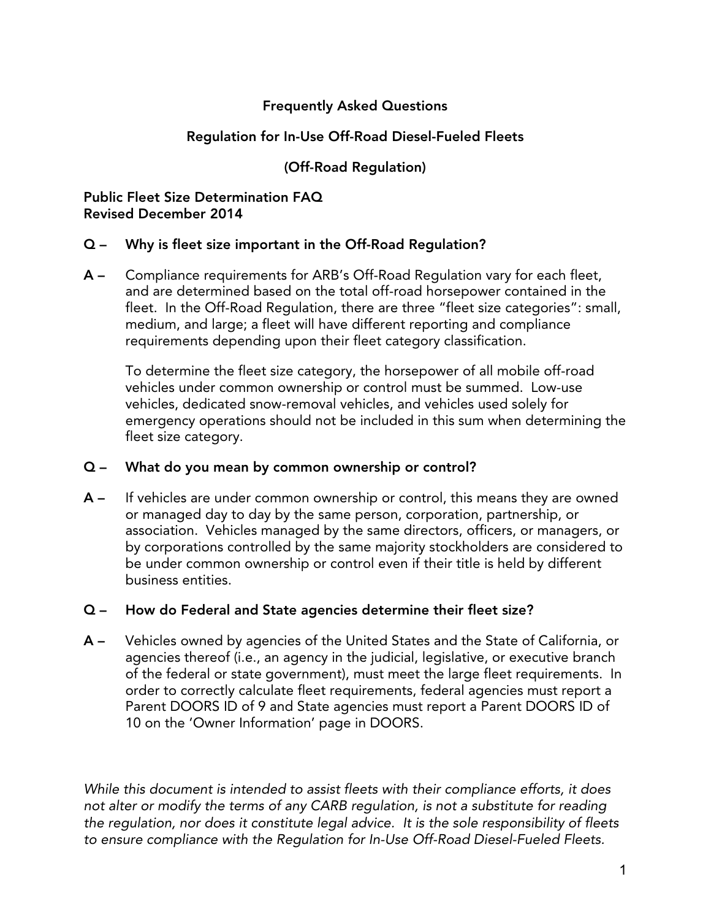# Frequently Asked Questions

## Regulation for In-Use Off-Road Diesel-Fueled Fleets

## (Off-Road Regulation)

**Public Fleet Size Determination FAQ**
**Revised December 2014**

**Q – Why is fleet size important in the Off-Road Regulation?**

**A –** Compliance requirements for ARB's Off-Road Regulation vary for each fleet, and are determined based on the total off-road horsepower contained in the fleet. In the Off-Road Regulation, there are three "fleet size categories": small, medium, and large; a fleet will have different reporting and compliance requirements depending upon their fleet category classification.

To determine the fleet size category, the horsepower of all mobile off-road vehicles under common ownership or control must be summed. Low-use vehicles, dedicated snow-removal vehicles, and vehicles used solely for emergency operations should not be included in this sum when determining the fleet size category.

**Q – What do you mean by common ownership or control?**

**A –** If vehicles are under common ownership or control, this means they are owned or managed day to day by the same person, corporation, partnership, or association. Vehicles managed by the same directors, officers, or managers, or by corporations controlled by the same majority stockholders are considered to be under common ownership or control even if their title is held by different business entities.

**Q – How do Federal and State agencies determine their fleet size?**

**A –** Vehicles owned by agencies of the United States and the State of California, or agencies thereof (i.e., an agency in the judicial, legislative, or executive branch of the federal or state government), must meet the large fleet requirements. In order to correctly calculate fleet requirements, federal agencies must report a Parent DOORS ID of 9 and State agencies must report a Parent DOORS ID of 10 on the 'Owner Information' page in DOORS.

*While this document is intended to assist fleets with their compliance efforts, it does not alter or modify the terms of any CARB regulation, is not a substitute for reading the regulation, nor does it constitute legal advice. It is the sole responsibility of fleets to ensure compliance with the Regulation for In-Use Off-Road Diesel-Fueled Fleets.*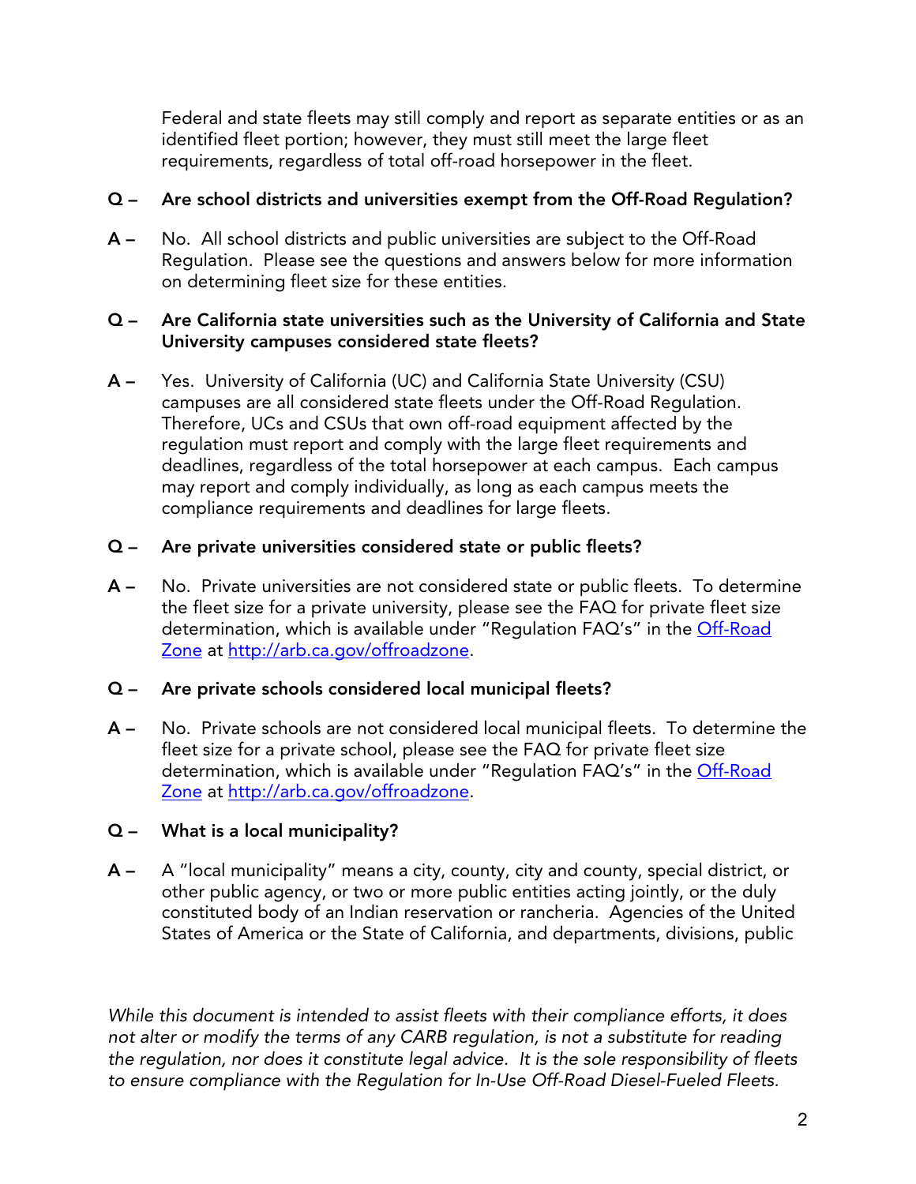Federal and state fleets may still comply and report as separate entities or as an identified fleet portion; however, they must still meet the large fleet requirements, regardless of total off-road horsepower in the fleet.

**Q – Are school districts and universities exempt from the Off-Road Regulation?**

**A –** No. All school districts and public universities are subject to the Off-Road Regulation. Please see the questions and answers below for more information on determining fleet size for these entities.

**Q – Are California state universities such as the University of California and State University campuses considered state fleets?**

**A –** Yes. University of California (UC) and California State University (CSU) campuses are all considered state fleets under the Off-Road Regulation. Therefore, UCs and CSUs that own off-road equipment affected by the regulation must report and comply with the large fleet requirements and deadlines, regardless of the total horsepower at each campus. Each campus may report and comply individually, as long as each campus meets the compliance requirements and deadlines for large fleets.

**Q – Are private universities considered state or public fleets?**

**A –** No. Private universities are not considered state or public fleets. To determine the fleet size for a private university, please see the FAQ for private fleet size determination, which is available under "Regulation FAQ's" in the [Off-Road Zone](http://arb.ca.gov/offroadzone) at [http://arb.ca.gov/offroadzone](http://arb.ca.gov/offroadzone).

**Q – Are private schools considered local municipal fleets?**

**A –** No. Private schools are not considered local municipal fleets. To determine the fleet size for a private school, please see the FAQ for private fleet size determination, which is available under "Regulation FAQ's" in the [Off-Road Zone](http://arb.ca.gov/offroadzone) at [http://arb.ca.gov/offroadzone](http://arb.ca.gov/offroadzone).

**Q – What is a local municipality?**

**A –** A "local municipality" means a city, county, city and county, special district, or other public agency, or two or more public entities acting jointly, or the duly constituted body of an Indian reservation or rancheria. Agencies of the United States of America or the State of California, and departments, divisions, public

*While this document is intended to assist fleets with their compliance efforts, it does not alter or modify the terms of any CARB regulation, is not a substitute for reading the regulation, nor does it constitute legal advice. It is the sole responsibility of fleets to ensure compliance with the Regulation for In-Use Off-Road Diesel-Fueled Fleets.*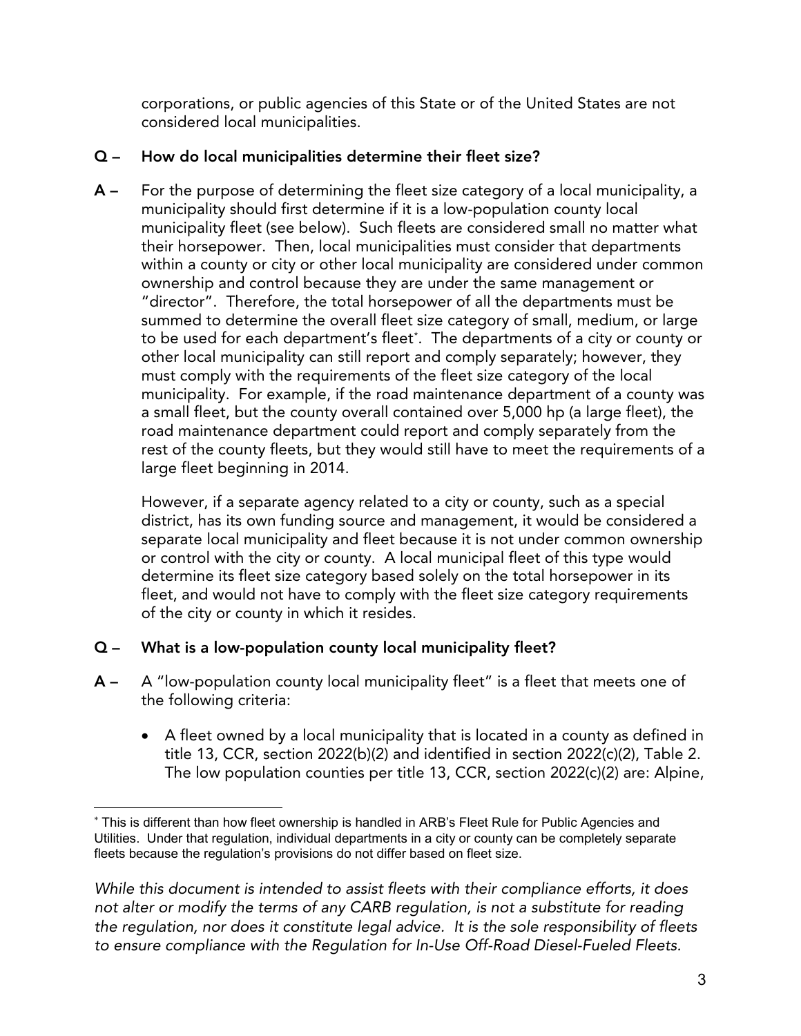corporations, or public agencies of this State or of the United States are not considered local municipalities.

**Q – How do local municipalities determine their fleet size?**

**A –** For the purpose of determining the fleet size category of a local municipality, a municipality should first determine if it is a low-population county local municipality fleet (see below). Such fleets are considered small no matter what their horsepower. Then, local municipalities must consider that departments within a county or city or other local municipality are considered under common ownership and control because they are under the same management or "director". Therefore, the total horsepower of all the departments must be summed to determine the overall fleet size category of small, medium, or large to be used for each department's fleet*. The departments of a city or county or other local municipality can still report and comply separately; however, they must comply with the requirements of the fleet size category of the local municipality. For example, if the road maintenance department of a county was a small fleet, but the county overall contained over 5,000 hp (a large fleet), the road maintenance department could report and comply separately from the rest of the county fleets, but they would still have to meet the requirements of a large fleet beginning in 2014.

However, if a separate agency related to a city or county, such as a special district, has its own funding source and management, it would be considered a separate local municipality and fleet because it is not under common ownership or control with the city or county. A local municipal fleet of this type would determine its fleet size category based solely on the total horsepower in its fleet, and would not have to comply with the fleet size category requirements of the city or county in which it resides.

**Q – What is a low-population county local municipality fleet?**

**A –** A "low-population county local municipality fleet" is a fleet that meets one of the following criteria:

- A fleet owned by a local municipality that is located in a county as defined in title 13, CCR, section 2022(b)(2) and identified in section 2022(c)(2), Table 2. The low population counties per title 13, CCR, section 2022(c)(2) are: Alpine,

---

* This is different than how fleet ownership is handled in ARB's Fleet Rule for Public Agencies and Utilities. Under that regulation, individual departments in a city or county can be completely separate fleets because the regulation's provisions do not differ based on fleet size.

*While this document is intended to assist fleets with their compliance efforts, it does not alter or modify the terms of any CARB regulation, is not a substitute for reading the regulation, nor does it constitute legal advice. It is the sole responsibility of fleets to ensure compliance with the Regulation for In-Use Off-Road Diesel-Fueled Fleets.*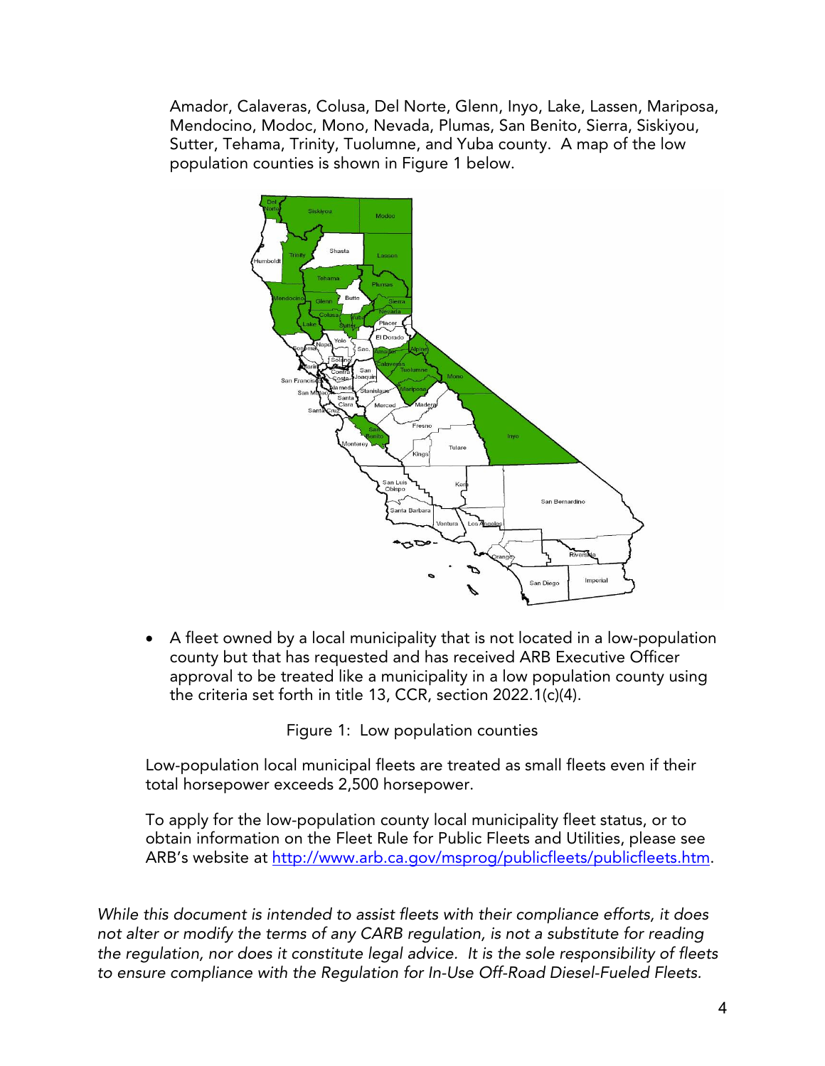Amador, Calaveras, Colusa, Del Norte, Glenn, Inyo, Lake, Lassen, Mariposa, Mendocino, Modoc, Mono, Nevada, Plumas, San Benito, Sierra, Siskiyou, Sutter, Tehama, Trinity, Tuolumne, and Yuba county. A map of the low population counties is shown in Figure 1 below.

- A fleet owned by a local municipality that is not located in a low-population county but that has requested and has received ARB Executive Officer approval to be treated like a municipality in a low population county using the criteria set forth in title 13, CCR, section 2022.1(c)(4).

Figure 1: Low population counties

Low-population local municipal fleets are treated as small fleets even if their total horsepower exceeds 2,500 horsepower.

To apply for the low-population county local municipality fleet status, or to obtain information on the Fleet Rule for Public Fleets and Utilities, please see ARB's website at [http://www.arb.ca.gov/msprog/publicfleets/publicfleets.htm](http://www.arb.ca.gov/msprog/publicfleets/publicfleets.htm).

*While this document is intended to assist fleets with their compliance efforts, it does not alter or modify the terms of any CARB regulation, is not a substitute for reading the regulation, nor does it constitute legal advice. It is the sole responsibility of fleets to ensure compliance with the Regulation for In-Use Off-Road Diesel-Fueled Fleets.*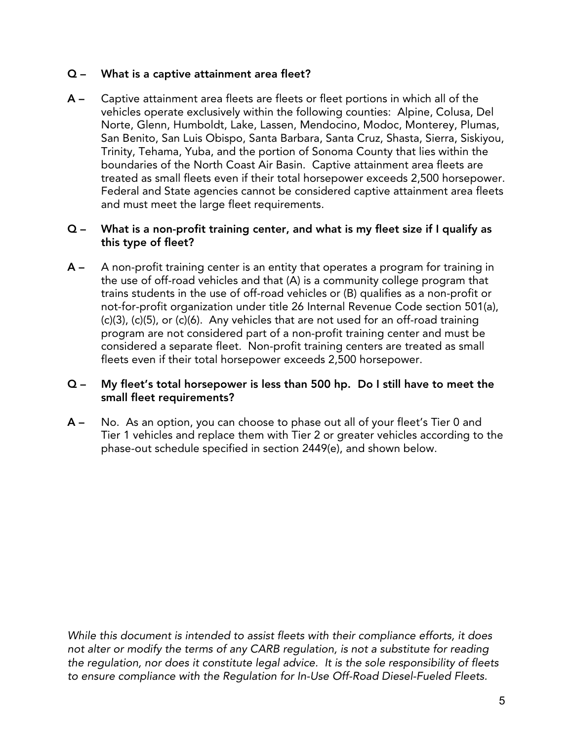**Q – What is a captive attainment area fleet?**

**A –** Captive attainment area fleets are fleets or fleet portions in which all of the vehicles operate exclusively within the following counties: Alpine, Colusa, Del Norte, Glenn, Humboldt, Lake, Lassen, Mendocino, Modoc, Monterey, Plumas, San Benito, San Luis Obispo, Santa Barbara, Santa Cruz, Shasta, Sierra, Siskiyou, Trinity, Tehama, Yuba, and the portion of Sonoma County that lies within the boundaries of the North Coast Air Basin. Captive attainment area fleets are treated as small fleets even if their total horsepower exceeds 2,500 horsepower. Federal and State agencies cannot be considered captive attainment area fleets and must meet the large fleet requirements.

**Q – What is a non-profit training center, and what is my fleet size if I qualify as this type of fleet?**

**A –** A non-profit training center is an entity that operates a program for training in the use of off-road vehicles and that (A) is a community college program that trains students in the use of off-road vehicles or (B) qualifies as a non-profit or not-for-profit organization under title 26 Internal Revenue Code section 501(a), (c)(3), (c)(5), or (c)(6). Any vehicles that are not used for an off-road training program are not considered part of a non-profit training center and must be considered a separate fleet. Non-profit training centers are treated as small fleets even if their total horsepower exceeds 2,500 horsepower.

**Q – My fleet's total horsepower is less than 500 hp. Do I still have to meet the small fleet requirements?**

**A –** No. As an option, you can choose to phase out all of your fleet's Tier 0 and Tier 1 vehicles and replace them with Tier 2 or greater vehicles according to the phase-out schedule specified in section 2449(e), and shown below.

*While this document is intended to assist fleets with their compliance efforts, it does not alter or modify the terms of any CARB regulation, is not a substitute for reading the regulation, nor does it constitute legal advice. It is the sole responsibility of fleets to ensure compliance with the Regulation for In-Use Off-Road Diesel-Fueled Fleets.*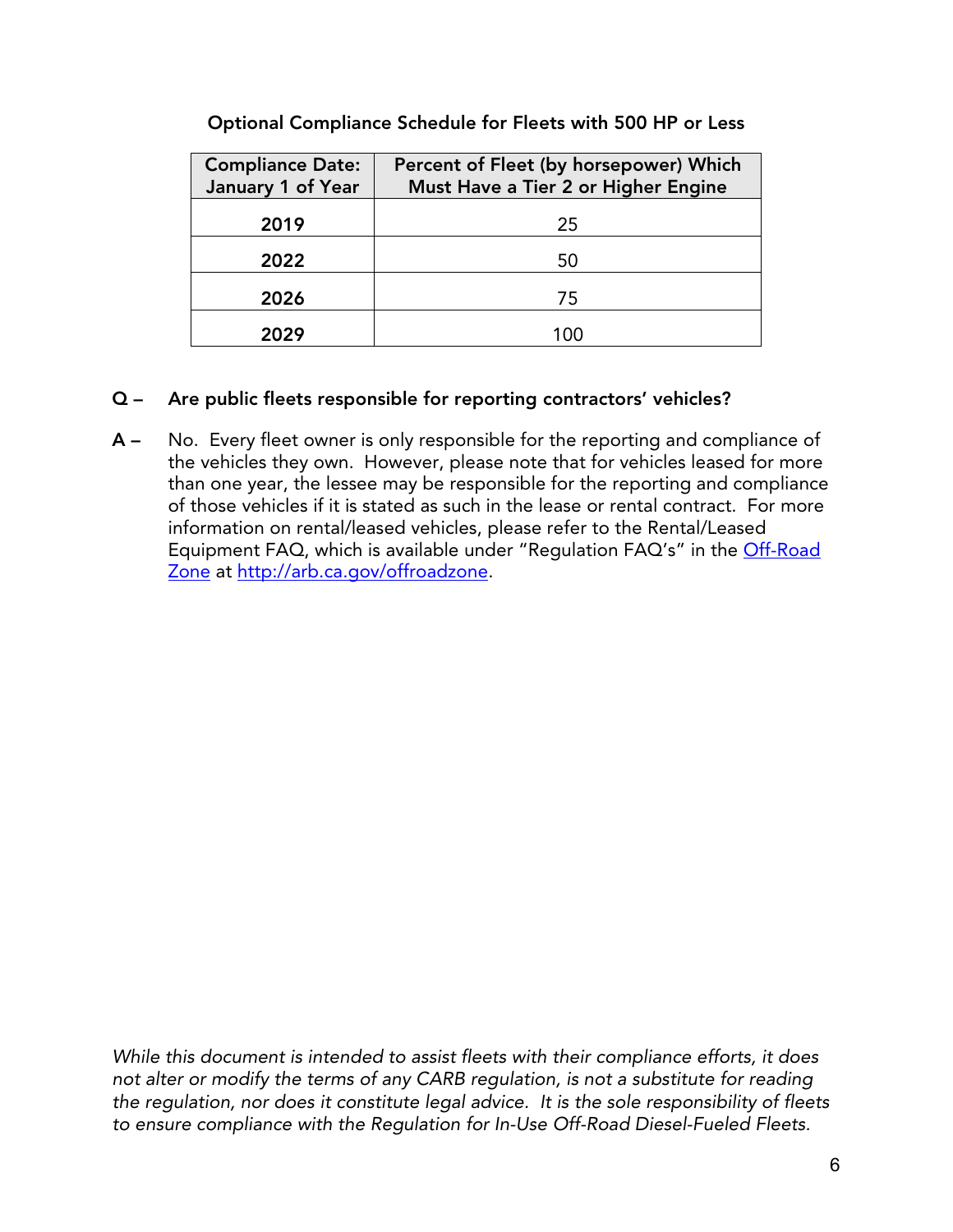**Optional Compliance Schedule for Fleets with 500 HP or Less**

| Compliance Date: January 1 of Year | Percent of Fleet (by horsepower) Which Must Have a Tier 2 or Higher Engine |
|---|---|
| **2019** | 25 |
| **2022** | 50 |
| **2026** | 75 |
| **2029** | 100 |

**Q – Are public fleets responsible for reporting contractors' vehicles?**

**A –** No. Every fleet owner is only responsible for the reporting and compliance of the vehicles they own. However, please note that for vehicles leased for more than one year, the lessee may be responsible for the reporting and compliance of those vehicles if it is stated as such in the lease or rental contract. For more information on rental/leased vehicles, please refer to the Rental/Leased Equipment FAQ, which is available under "Regulation FAQ's" in the [Off-Road Zone](http://arb.ca.gov/offroadzone) at [http://arb.ca.gov/offroadzone](http://arb.ca.gov/offroadzone).

*While this document is intended to assist fleets with their compliance efforts, it does not alter or modify the terms of any CARB regulation, is not a substitute for reading the regulation, nor does it constitute legal advice. It is the sole responsibility of fleets to ensure compliance with the Regulation for In-Use Off-Road Diesel-Fueled Fleets.*